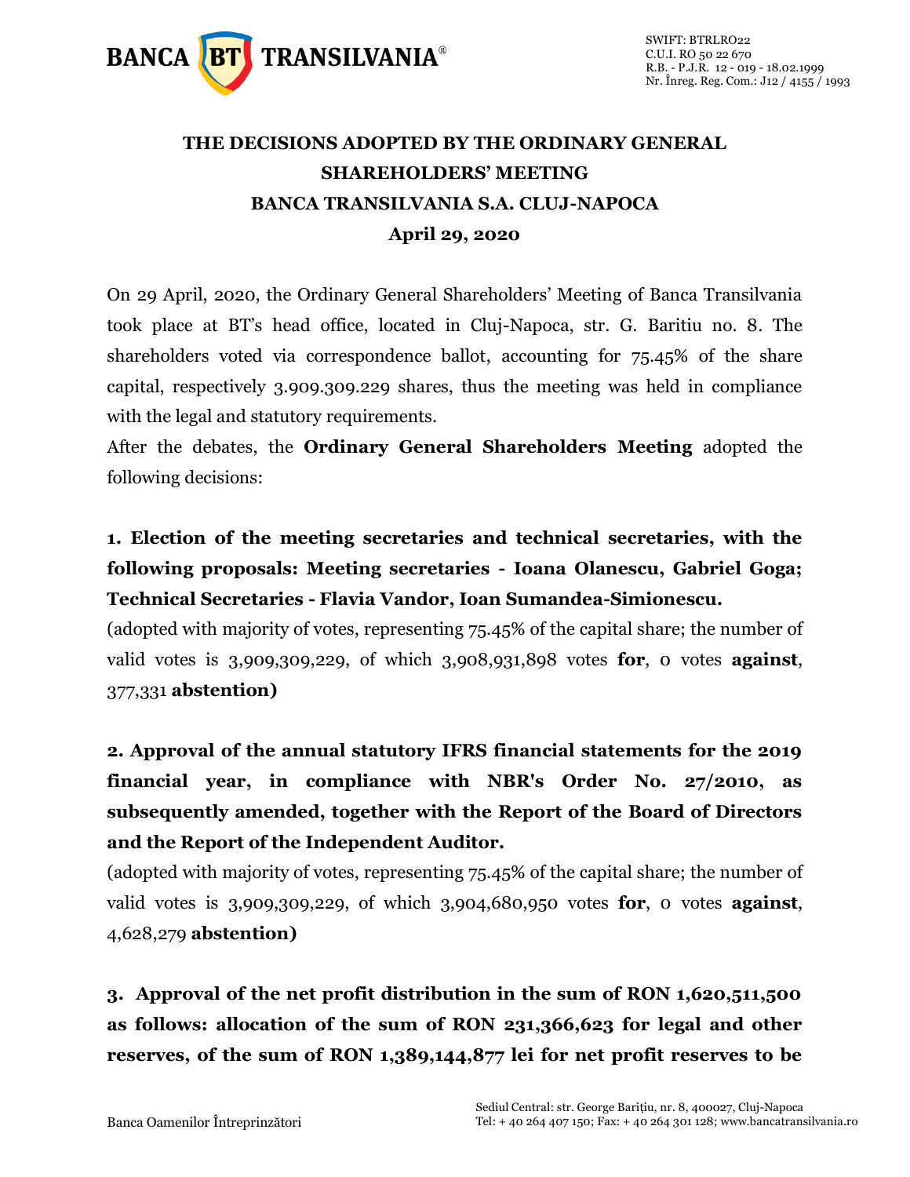# THE DECISIONS ADOPTED BY THE ORDINARY GENERAL SHAREHOLDERS' MEETING BANCA TRANSILVANIA S.A. CLUJ-NAPOCA

**April 29, 2020**

On 29 April, 2020, the Ordinary General Shareholders' Meeting of Banca Transilvania took place at BT's head office, located in Cluj-Napoca, str. G. Baritiu no. 8. The shareholders voted via correspondence ballot, accounting for 75.45% of the share capital, respectively 3.909.309.229 shares, thus the meeting was held in compliance with the legal and statutory requirements.

After the debates, the **Ordinary General Shareholders Meeting** adopted the following decisions:

**1. Election of the meeting secretaries and technical secretaries, with the following proposals: Meeting secretaries - Ioana Olanescu, Gabriel Goga; Technical Secretaries - Flavia Vandor, Ioan Sumandea-Simionescu.**

(adopted with majority of votes, representing 75.45% of the capital share; the number of valid votes is 3,909,309,229, of which 3,908,931,898 votes **for**, 0 votes **against**, 377,331 **abstention)**

**2. Approval of the annual statutory IFRS financial statements for the 2019 financial year, in compliance with NBR's Order No. 27/2010, as subsequently amended, together with the Report of the Board of Directors and the Report of the Independent Auditor.**

(adopted with majority of votes, representing 75.45% of the capital share; the number of valid votes is 3,909,309,229, of which 3,904,680,950 votes **for**, 0 votes **against**, 4,628,279 **abstention)**

**3. Approval of the net profit distribution in the sum of RON 1,620,511,500 as follows: allocation of the sum of RON 231,366,623 for legal and other reserves, of the sum of RON 1,389,144,877 lei for net profit reserves to be**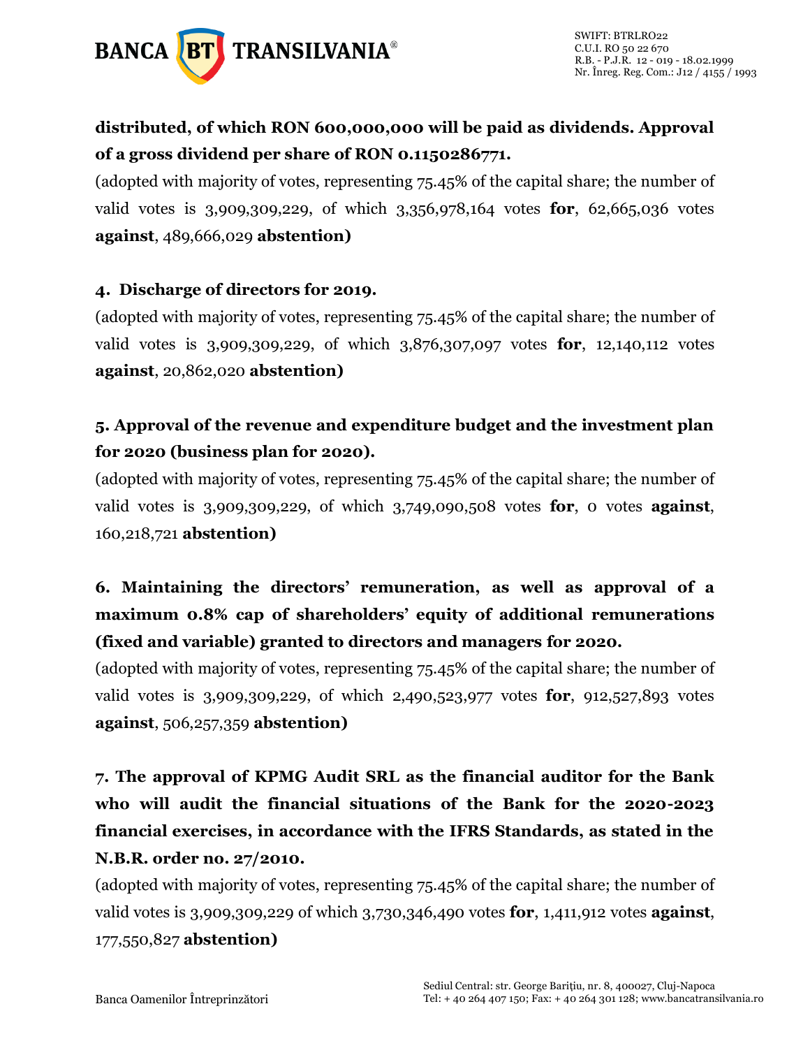**distributed, of which RON 600,000,000 will be paid as dividends. Approval of a gross dividend per share of RON 0.1150286771.**

(adopted with majority of votes, representing 75.45% of the capital share; the number of valid votes is 3,909,309,229, of which 3,356,978,164 votes **for**, 62,665,036 votes **against**, 489,666,029 **abstention)**

**4. Discharge of directors for 2019.**

(adopted with majority of votes, representing 75.45% of the capital share; the number of valid votes is 3,909,309,229, of which 3,876,307,097 votes **for**, 12,140,112 votes **against**, 20,862,020 **abstention)**

**5. Approval of the revenue and expenditure budget and the investment plan for 2020 (business plan for 2020).**

(adopted with majority of votes, representing 75.45% of the capital share; the number of valid votes is 3,909,309,229, of which 3,749,090,508 votes **for**, 0 votes **against**, 160,218,721 **abstention)**

**6. Maintaining the directors' remuneration, as well as approval of a maximum 0.8% cap of shareholders' equity of additional remunerations (fixed and variable) granted to directors and managers for 2020.**

(adopted with majority of votes, representing 75.45% of the capital share; the number of valid votes is 3,909,309,229, of which 2,490,523,977 votes **for**, 912,527,893 votes **against**, 506,257,359 **abstention)**

**7. The approval of KPMG Audit SRL as the financial auditor for the Bank who will audit the financial situations of the Bank for the 2020-2023 financial exercises, in accordance with the IFRS Standards, as stated in the N.B.R. order no. 27/2010.**

(adopted with majority of votes, representing 75.45% of the capital share; the number of valid votes is 3,909,309,229 of which 3,730,346,490 votes **for**, 1,411,912 votes **against**, 177,550,827 **abstention)**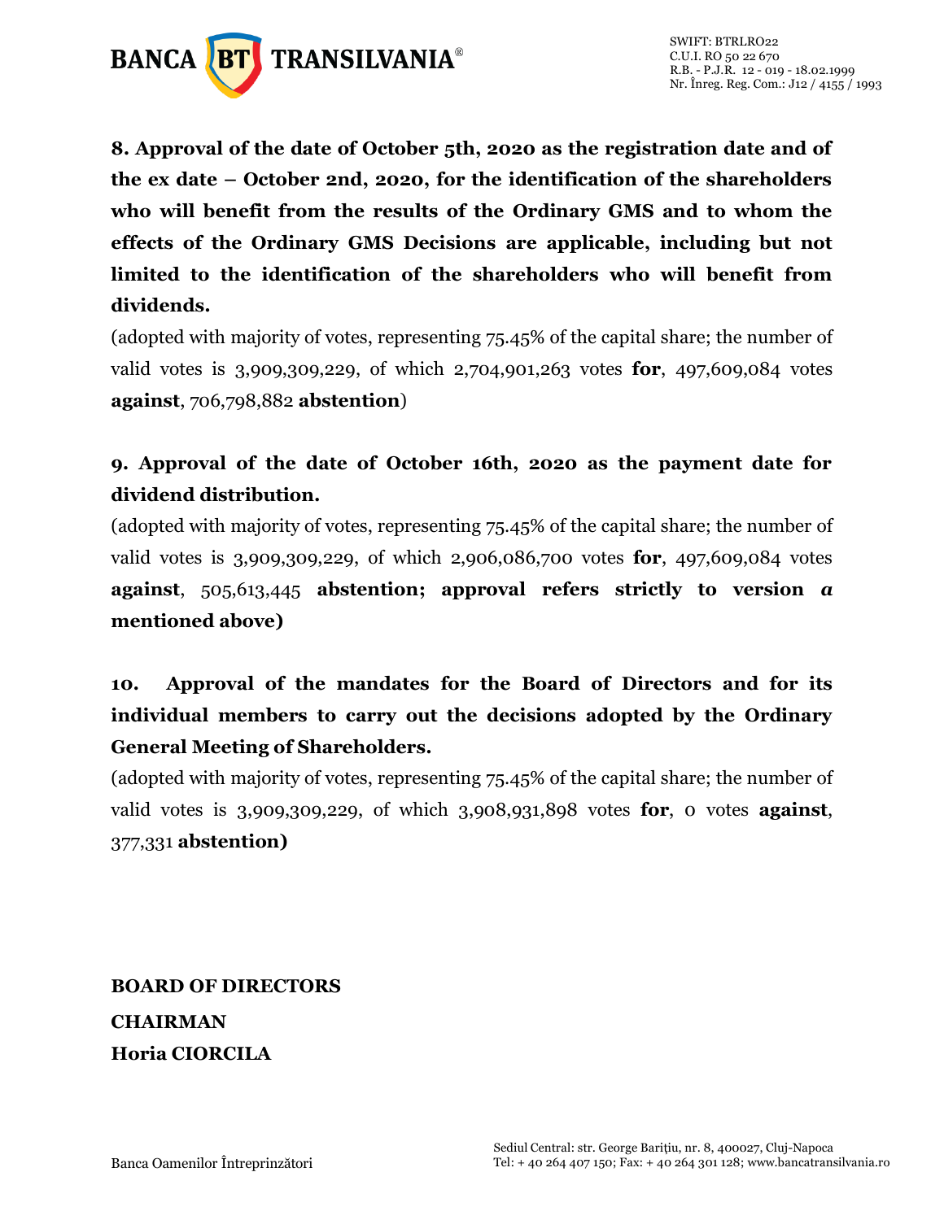**8. Approval of the date of October 5th, 2020 as the registration date and of the ex date – October 2nd, 2020, for the identification of the shareholders who will benefit from the results of the Ordinary GMS and to whom the effects of the Ordinary GMS Decisions are applicable, including but not limited to the identification of the shareholders who will benefit from dividends.**

(adopted with majority of votes, representing 75.45% of the capital share; the number of valid votes is 3,909,309,229, of which 2,704,901,263 votes **for**, 497,609,084 votes **against**, 706,798,882 **abstention**)

**9. Approval of the date of October 16th, 2020 as the payment date for dividend distribution.**

(adopted with majority of votes, representing 75.45% of the capital share; the number of valid votes is 3,909,309,229, of which 2,906,086,700 votes **for**, 497,609,084 votes **against**, 505,613,445 **abstention; approval refers strictly to version *a* mentioned above)**

**10. Approval of the mandates for the Board of Directors and for its individual members to carry out the decisions adopted by the Ordinary General Meeting of Shareholders.**

(adopted with majority of votes, representing 75.45% of the capital share; the number of valid votes is 3,909,309,229, of which 3,908,931,898 votes **for**, 0 votes **against**, 377,331 **abstention)**

**BOARD OF DIRECTORS**

**CHAIRMAN**

**Horia CIORCILA**